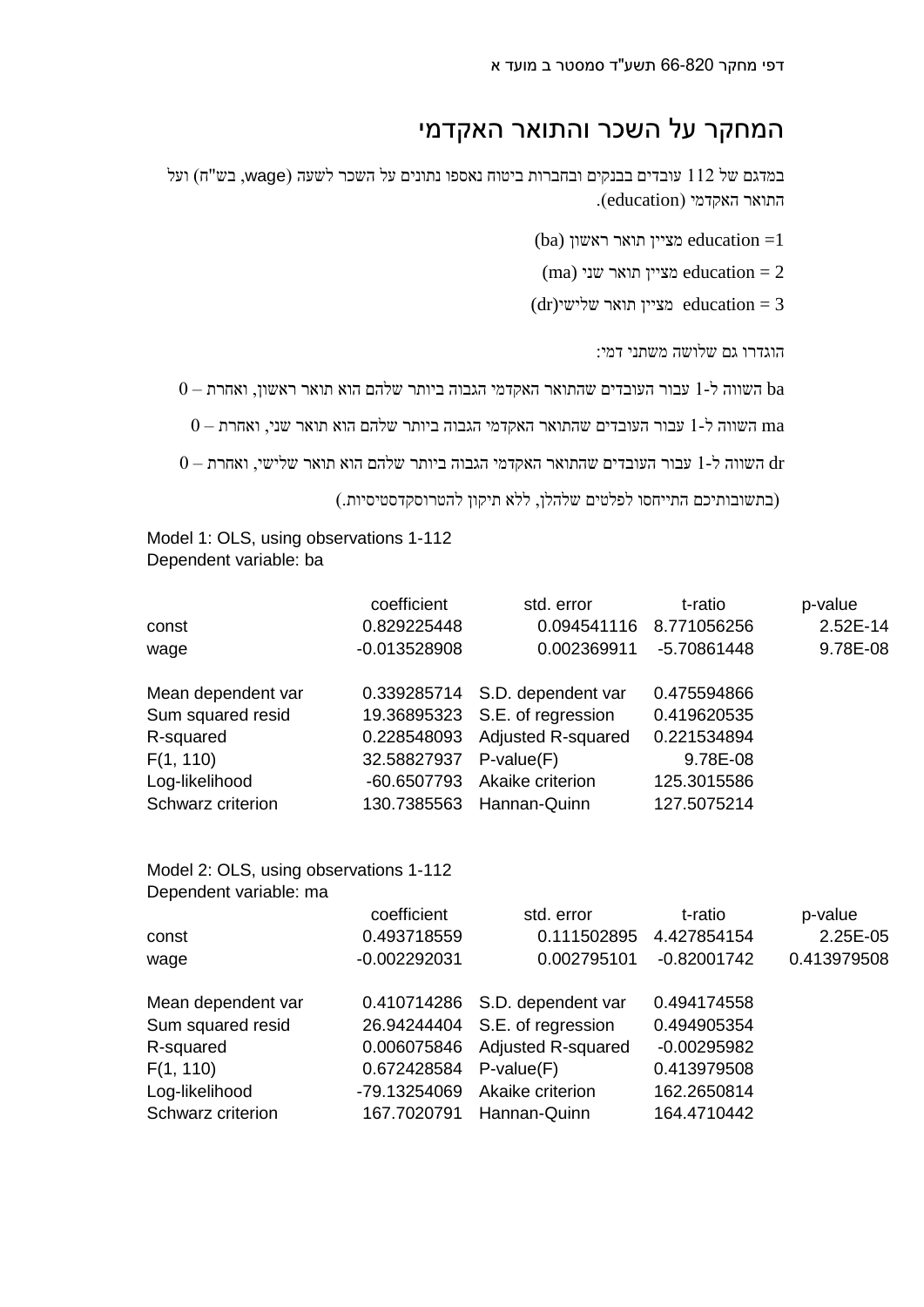דפי מחקר 66-820 תשע"ד סמסטר ב מועד א

# המחקר על השכר והתואר האקדמי

במדגם של 112 עובדים בבנקים ובחברות ביטוח נאספו נתונים על השכר לשעה (wage, בש"ח) ועל התואר האקדמי (education).

education =1 מציין תואר ראשון (ba)

education = 2 מציין תואר שני (ma)

education = 3 מציין תואר שלישי(dr)

הוגדרו גם שלושה משתני דמי:

ba השווה ל-1 עבור העובדים שהתואר האקדמי הגבוה ביותר שלהם הוא תואר ראשון, ואחרת – 0

ma השווה ל-1 עבור העובדים שהתואר האקדמי הגבוה ביותר שלהם הוא תואר שני, ואחרת – 0

dr השווה ל-1 עבור העובדים שהתואר האקדמי הגבוה ביותר שלהם הוא תואר שלישי, ואחרת – 0

(בתשובותיכם התייחסו לפלטים שלהלן, ללא תיקון להטרוסקדסטיסיות.)

Model 1: OLS, using observations 1-112
Dependent variable: ba

| | coefficient | std. error | t-ratio | p-value |
|---|---|---|---|---|
| const | 0.829225448 | 0.094541116 | 8.771056256 | 2.52E-14 |
| wage | -0.013528908 | 0.002369911 | -5.70861448 | 9.78E-08 |

| | | | |
|---|---|---|---|
| Mean dependent var | 0.339285714 | S.D. dependent var | 0.475594866 |
| Sum squared resid | 19.36895323 | S.E. of regression | 0.419620535 |
| R-squared | 0.228548093 | Adjusted R-squared | 0.221534894 |
| F(1, 110) | 32.58827937 | P-value(F) | 9.78E-08 |
| Log-likelihood | -60.6507793 | Akaike criterion | 125.3015586 |
| Schwarz criterion | 130.7385563 | Hannan-Quinn | 127.5075214 |

Model 2: OLS, using observations 1-112
Dependent variable: ma

| | coefficient | std. error | t-ratio | p-value |
|---|---|---|---|---|
| const | 0.493718559 | 0.111502895 | 4.427854154 | 2.25E-05 |
| wage | -0.002292031 | 0.002795101 | -0.82001742 | 0.413979508 |

| | | | |
|---|---|---|---|
| Mean dependent var | 0.410714286 | S.D. dependent var | 0.494174558 |
| Sum squared resid | 26.94244404 | S.E. of regression | 0.494905354 |
| R-squared | 0.006075846 | Adjusted R-squared | -0.00295982 |
| F(1, 110) | 0.672428584 | P-value(F) | 0.413979508 |
| Log-likelihood | -79.13254069 | Akaike criterion | 162.2650814 |
| Schwarz criterion | 167.7020791 | Hannan-Quinn | 164.4710442 |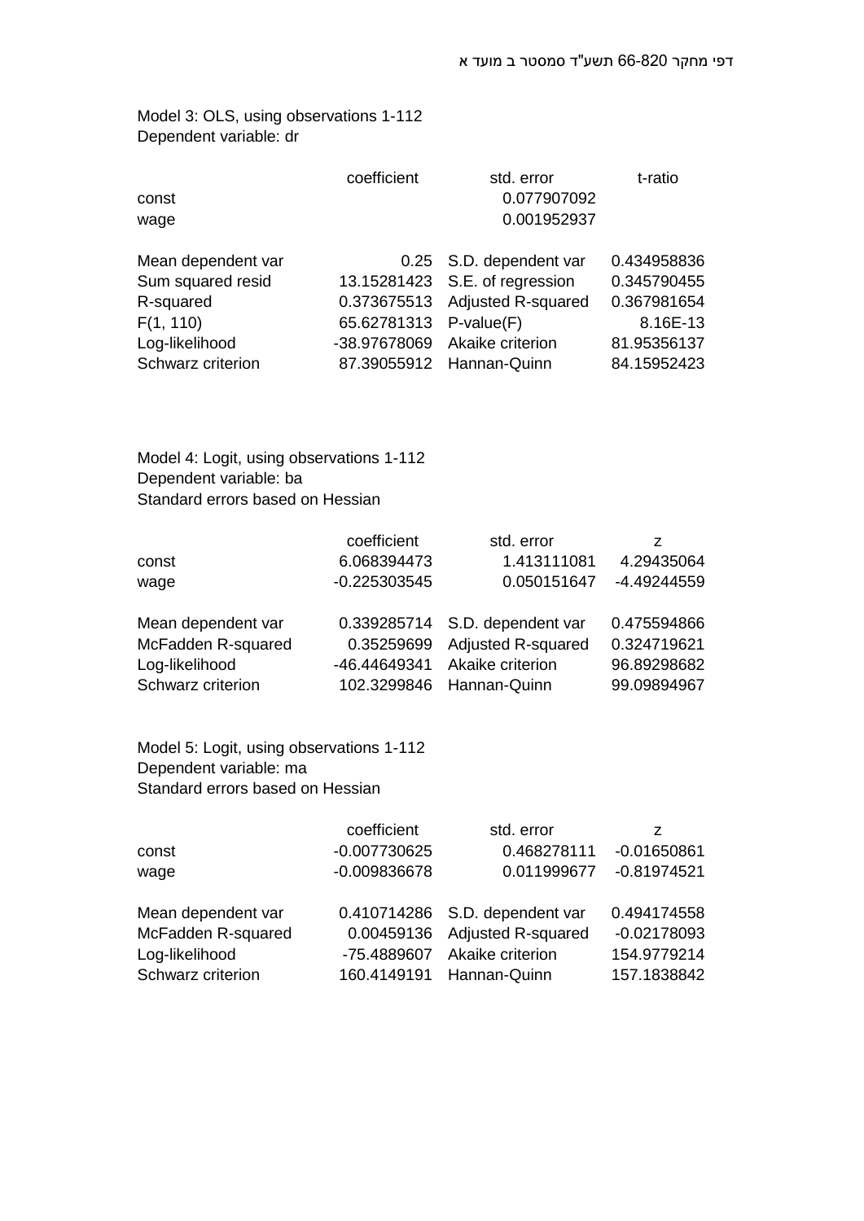Model 3: OLS, using observations 1-112
Dependent variable: dr

| | coefficient | std. error | t-ratio |
|---|---|---|---|
| const | | 0.077907092 | |
| wage | | 0.001952937 | |

| | | | |
|---|---|---|---|
| Mean dependent var | 0.25 | S.D. dependent var | 0.434958836 |
| Sum squared resid | 13.15281423 | S.E. of regression | 0.345790455 |
| R-squared | 0.373675513 | Adjusted R-squared | 0.367981654 |
| F(1, 110) | 65.62781313 | P-value(F) | 8.16E-13 |
| Log-likelihood | -38.97678069 | Akaike criterion | 81.95356137 |
| Schwarz criterion | 87.39055912 | Hannan-Quinn | 84.15952423 |

Model 4: Logit, using observations 1-112
Dependent variable: ba
Standard errors based on Hessian

| | coefficient | std. error | z |
|---|---|---|---|
| const | 6.068394473 | 1.413111081 | 4.29435064 |
| wage | -0.225303545 | 0.050151647 | -4.49244559 |

| | | | |
|---|---|---|---|
| Mean dependent var | 0.339285714 | S.D. dependent var | 0.475594866 |
| McFadden R-squared | 0.35259699 | Adjusted R-squared | 0.324719621 |
| Log-likelihood | -46.44649341 | Akaike criterion | 96.89298682 |
| Schwarz criterion | 102.3299846 | Hannan-Quinn | 99.09894967 |

Model 5: Logit, using observations 1-112
Dependent variable: ma
Standard errors based on Hessian

| | coefficient | std. error | z |
|---|---|---|---|
| const | -0.007730625 | 0.468278111 | -0.01650861 |
| wage | -0.009836678 | 0.011999677 | -0.81974521 |

| | | | |
|---|---|---|---|
| Mean dependent var | 0.410714286 | S.D. dependent var | 0.494174558 |
| McFadden R-squared | 0.00459136 | Adjusted R-squared | -0.02178093 |
| Log-likelihood | -75.4889607 | Akaike criterion | 154.9779214 |
| Schwarz criterion | 160.4149191 | Hannan-Quinn | 157.1838842 |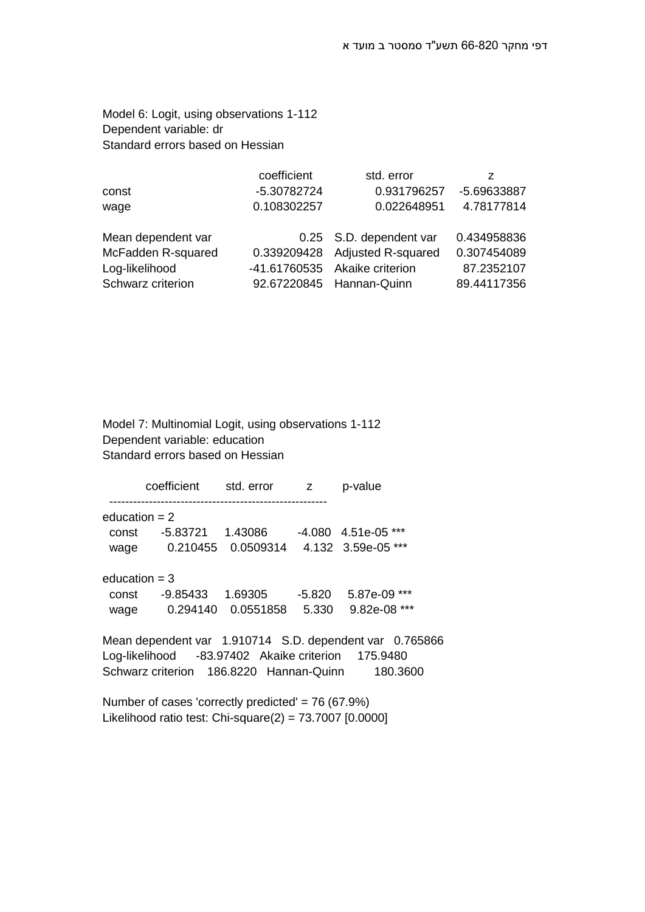Model 6: Logit, using observations 1-112
Dependent variable: dr
Standard errors based on Hessian

| | coefficient | std. error | z |
|---|---|---|---|
| const | -5.30782724 | 0.931796257 | -5.69633887 |
| wage | 0.108302257 | 0.022648951 | 4.78177814 |

| | | | |
|---|---|---|---|
| Mean dependent var | 0.25 | S.D. dependent var | 0.434958836 |
| McFadden R-squared | 0.339209428 | Adjusted R-squared | 0.307454089 |
| Log-likelihood | -41.61760535 | Akaike criterion | 87.2352107 |
| Schwarz criterion | 92.67220845 | Hannan-Quinn | 89.44117356 |

Model 7: Multinomial Logit, using observations 1-112
Dependent variable: education
Standard errors based on Hessian

```
          coefficient    std. error      z       p-value
  --------------------------------------------------------
education = 2
  const      -5.83721     1.43086      -4.080   4.51e-05 ***
  wage        0.210455    0.0509314     4.132   3.59e-05 ***

education = 3
  const      -9.85433     1.69305      -5.820    5.87e-09 ***
  wage        0.294140    0.0551858     5.330    9.82e-08 ***

Mean dependent var   1.910714   S.D. dependent var   0.765866
Log-likelihood      -83.97402   Akaike criterion     175.9480
Schwarz criterion    186.8220   Hannan-Quinn         180.3600

Number of cases 'correctly predicted' = 76 (67.9%)
Likelihood ratio test: Chi-square(2) = 73.7007 [0.0000]
```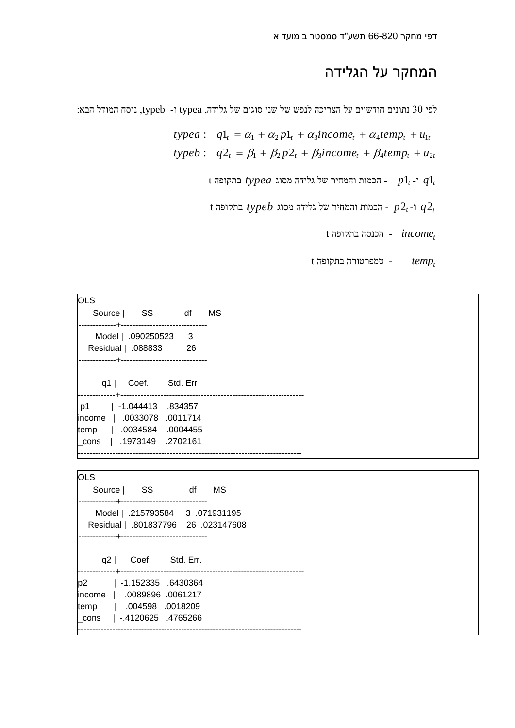# המחקר על הגלידה

לפי 30 נתונים חודשיים על הצריכה לנפש של שני סוגים של גלידה, typea ו- typeb, נוסח המודל הבא:

$$typea: \quad q1_t = \alpha_1 + \alpha_2 p1_t + \alpha_3 income_t + \alpha_4 temp_t + u_{1t}$$

$$typeb: \quad q2_t = \beta_1 + \beta_2 p2_t + \beta_3 income_t + \beta_4 temp_t + u_{2t}$$

$q1_t$ ו- $p1_t$ - הכמות והמחיר של גלידה מסוג $typea$ בתקופה t

$q2_t$ ו- $p2_t$ - הכמות והמחיר של גלידה מסוג $typeb$ בתקופה t

$income_t$ - הכנסה בתקופה t

$temp_t$ - טמפרטורה בתקופה t

```
OLS
     Source |       SS           df       MS
-------------+------------------------------
      Model |  .090250523      3
   Residual |  .088833         26
-------------+------------------------------

         q1 |     Coef.       Std. Err
-------------+----------------------------------------------------------------
 p1         |  -1.044413    .834357
income      |   .0033078   .0011714
temp        |   .0034584    .0004455
_cons       |   .1973149    .2702161
------------------------------------------------------------------------------
```

```
OLS
     Source |       SS            df       MS
-------------+------------------------------
      Model |  .215793584     3  .071931195
   Residual |  .801837796    26  .023147608
-------------+------------------------------

         q2 |      Coef.       Std. Err.
-------------+----------------------------------------------------------------
p2          |  -1.152335   .6430364
income      |    .0089896  .0061217
temp        |    .004598   .0018209
_cons       |  -.4120625   .4765266
------------------------------------------------------------------------------
```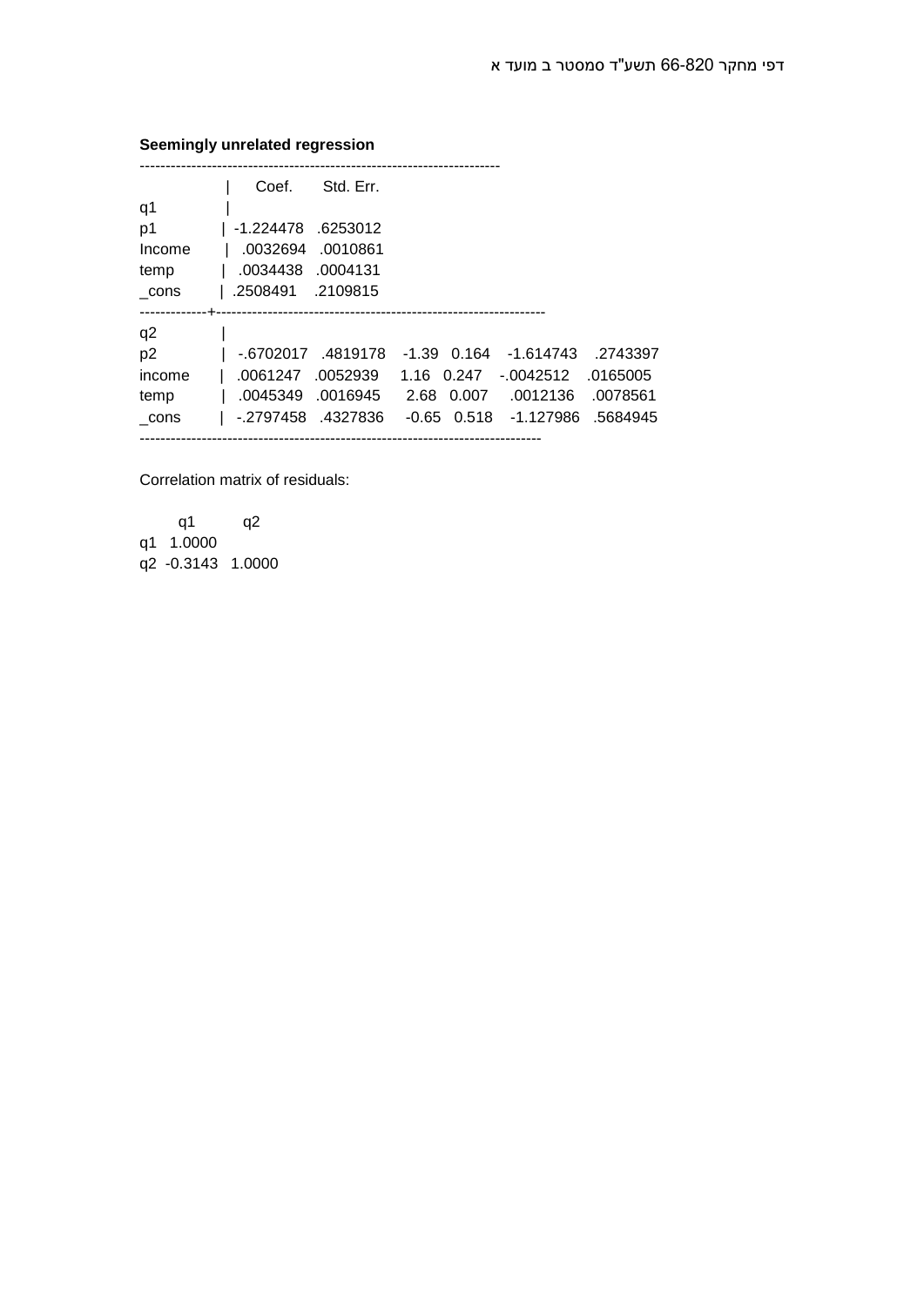**Seemingly unrelated regression**

| | Coef. | Std. Err. | | | | |
|---|---|---|---|---|---|---|
| q1 | | | | | | |
| p1 | -1.224478 | .6253012 | | | | |
| Income | .0032694 | .0010861 | | | | |
| temp | .0034438 | .0004131 | | | | |
| _cons | .2508491 | .2109815 | | | | |
| q2 | | | | | | |
| p2 | -.6702017 | .4819178 | -1.39 | 0.164 | -1.614743 | .2743397 |
| income | .0061247 | .0052939 | 1.16 | 0.247 | -.0042512 | .0165005 |
| temp | .0045349 | .0016945 | 2.68 | 0.007 | .0012136 | .0078561 |
| _cons | -.2797458 | .4327836 | -0.65 | 0.518 | -1.127986 | .5684945 |

Correlation matrix of residuals:

| | q1 | q2 |
|---|---|---|
| q1 | 1.0000 | |
| q2 | -0.3143 | 1.0000 |